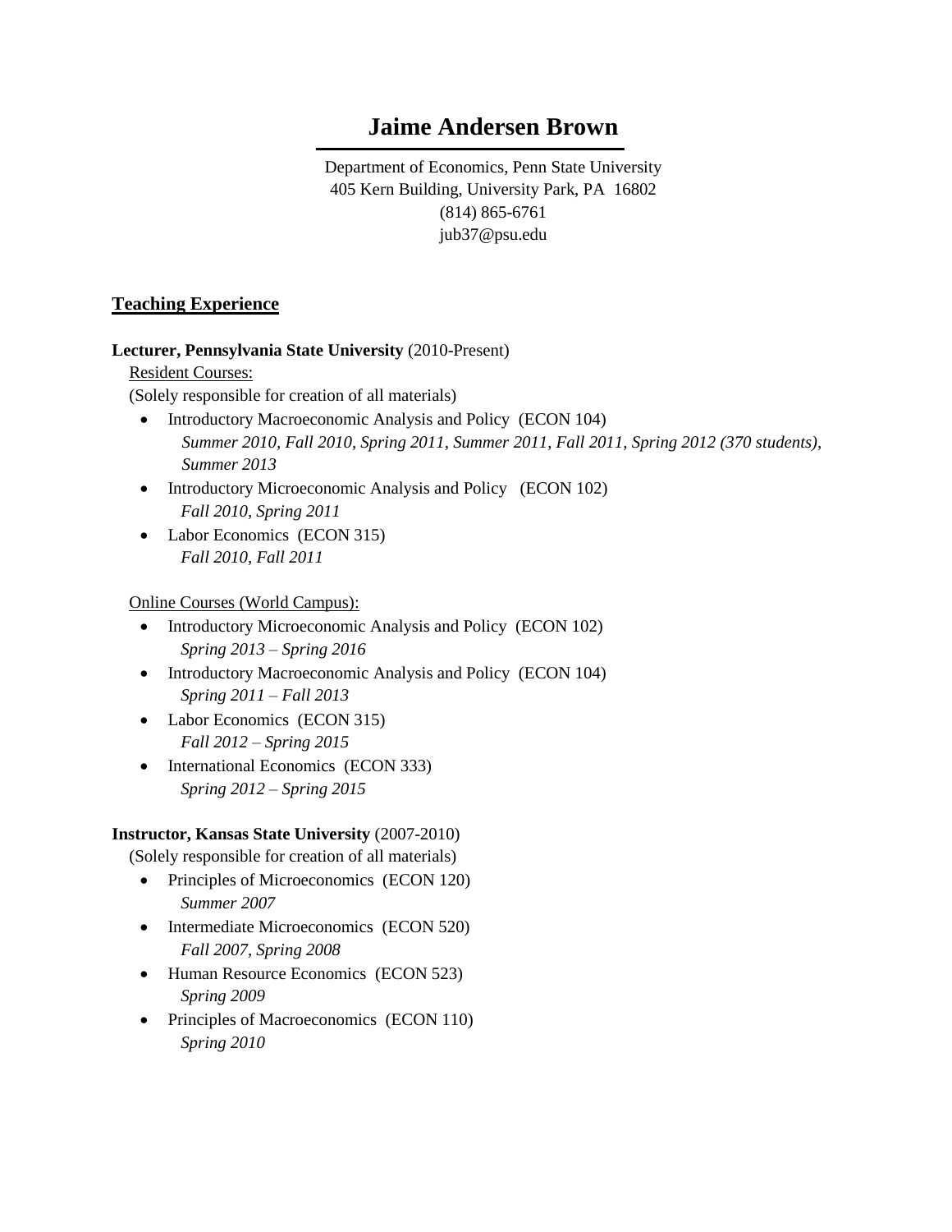# Jaime Andersen Brown

Department of Economics, Penn State University
405 Kern Building, University Park, PA 16802
(814) 865-6761
jub37@psu.edu

## Teaching Experience

**Lecturer, Pennsylvania State University** (2010-Present)

Resident Courses:
(Solely responsible for creation of all materials)

- Introductory Macroeconomic Analysis and Policy (ECON 104)
  *Summer 2010, Fall 2010, Spring 2011, Summer 2011, Fall 2011, Spring 2012 (370 students), Summer 2013*
- Introductory Microeconomic Analysis and Policy (ECON 102)
  *Fall 2010, Spring 2011*
- Labor Economics (ECON 315)
  *Fall 2010, Fall 2011*

Online Courses (World Campus):

- Introductory Microeconomic Analysis and Policy (ECON 102)
  *Spring 2013 – Spring 2016*
- Introductory Macroeconomic Analysis and Policy (ECON 104)
  *Spring 2011 – Fall 2013*
- Labor Economics (ECON 315)
  *Fall 2012 – Spring 2015*
- International Economics (ECON 333)
  *Spring 2012 – Spring 2015*

**Instructor, Kansas State University** (2007-2010)

(Solely responsible for creation of all materials)

- Principles of Microeconomics (ECON 120)
  *Summer 2007*
- Intermediate Microeconomics (ECON 520)
  *Fall 2007, Spring 2008*
- Human Resource Economics (ECON 523)
  *Spring 2009*
- Principles of Macroeconomics (ECON 110)
  *Spring 2010*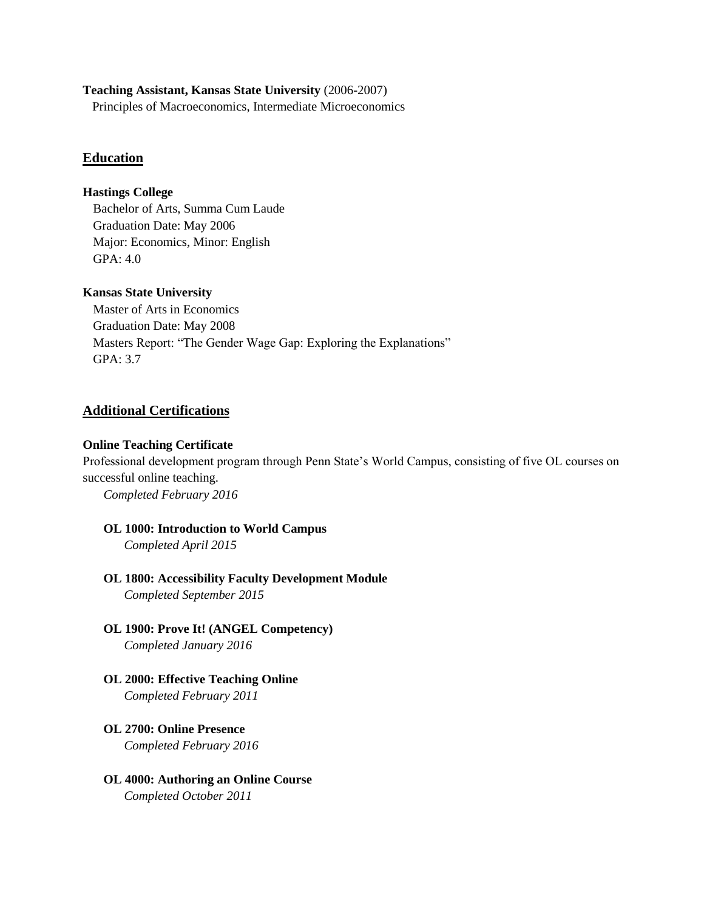**Teaching Assistant, Kansas State University** (2006-2007)
Principles of Macroeconomics, Intermediate Microeconomics

## Education

**Hastings College**
Bachelor of Arts, Summa Cum Laude
Graduation Date: May 2006
Major: Economics, Minor: English
GPA: 4.0

**Kansas State University**
Master of Arts in Economics
Graduation Date: May 2008
Masters Report: "The Gender Wage Gap: Exploring the Explanations"
GPA: 3.7

## Additional Certifications

**Online Teaching Certificate**
Professional development program through Penn State's World Campus, consisting of five OL courses on successful online teaching.
*Completed February 2016*

**OL 1000: Introduction to World Campus**
*Completed April 2015*

**OL 1800: Accessibility Faculty Development Module**
*Completed September 2015*

**OL 1900: Prove It! (ANGEL Competency)**
*Completed January 2016*

**OL 2000: Effective Teaching Online**
*Completed February 2011*

**OL 2700: Online Presence**
*Completed February 2016*

**OL 4000: Authoring an Online Course**
*Completed October 2011*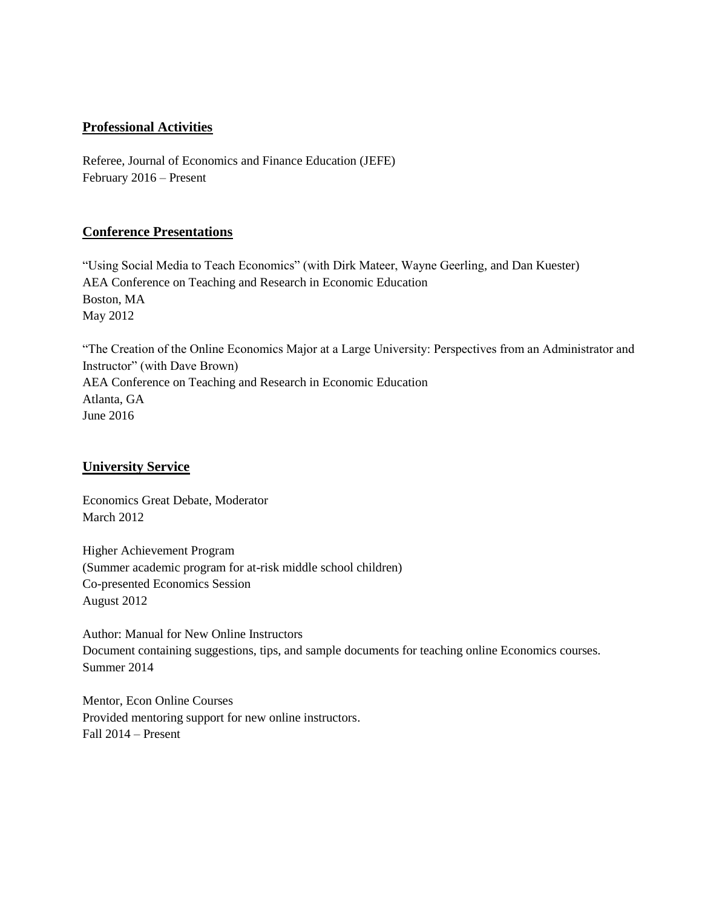## Professional Activities

Referee, Journal of Economics and Finance Education (JEFE)
February 2016 – Present

## Conference Presentations

"Using Social Media to Teach Economics" (with Dirk Mateer, Wayne Geerling, and Dan Kuester)
AEA Conference on Teaching and Research in Economic Education
Boston, MA
May 2012

"The Creation of the Online Economics Major at a Large University: Perspectives from an Administrator and Instructor" (with Dave Brown)
AEA Conference on Teaching and Research in Economic Education
Atlanta, GA
June 2016

## University Service

Economics Great Debate, Moderator
March 2012

Higher Achievement Program
(Summer academic program for at-risk middle school children)
Co-presented Economics Session
August 2012

Author: Manual for New Online Instructors
Document containing suggestions, tips, and sample documents for teaching online Economics courses.
Summer 2014

Mentor, Econ Online Courses
Provided mentoring support for new online instructors.
Fall 2014 – Present